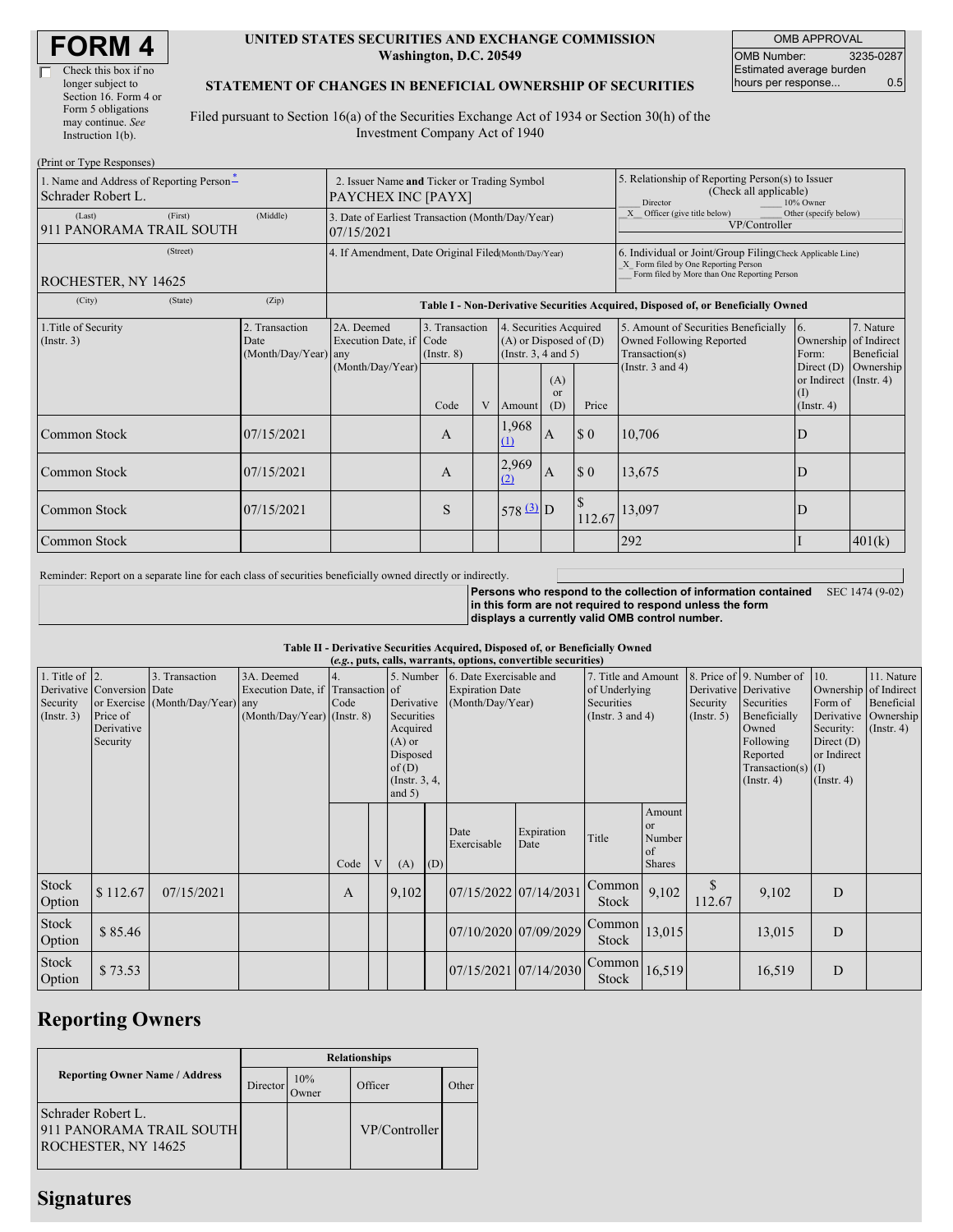# FORM 4

☐ Check this box if no longer subject to Section 16. Form 4 or Form 5 obligations may continue. *See* Instruction 1(b).

**UNITED STATES SECURITIES AND EXCHANGE COMMISSION**
**Washington, D.C. 20549**

**STATEMENT OF CHANGES IN BENEFICIAL OWNERSHIP OF SECURITIES**

Filed pursuant to Section 16(a) of the Securities Exchange Act of 1934 or Section 30(h) of the Investment Company Act of 1940

| OMB APPROVAL | |
|---|---|
| OMB Number: | 3235-0287 |
| Estimated average burden hours per response... | 0.5 |

(Print or Type Responses)

| 1. Name and Address of Reporting Person* | 2. Issuer Name and Ticker or Trading Symbol | 5. Relationship of Reporting Person(s) to Issuer (Check all applicable) |
|---|---|---|
| Schrader Robert L. | PAYCHEX INC [PAYX] | ___ Director ___ 10% Owner |
| (Last) (First) (Middle) | 3. Date of Earliest Transaction (Month/Day/Year) | _X_ Officer (give title below) ___ Other (specify below) |
| 911 PANORAMA TRAIL SOUTH | 07/15/2021 | VP/Controller |
| (Street) | 4. If Amendment, Date Original Filed (Month/Day/Year) | 6. Individual or Joint/Group Filing (Check Applicable Line) |
| ROCHESTER, NY 14625 | | _X_ Form filed by One Reporting Person ___ Form filed by More than One Reporting Person |
| (City) (State) (Zip) | | |

**Table I - Non-Derivative Securities Acquired, Disposed of, or Beneficially Owned**

| 1.Title of Security (Instr. 3) | 2. Transaction Date (Month/Day/Year) | 2A. Deemed Execution Date, if any (Month/Day/Year) | 3. Transaction Code (Instr. 8) | | 4. Securities Acquired (A) or Disposed of (D) (Instr. 3, 4 and 5) | | | 5. Amount of Securities Beneficially Owned Following Reported Transaction(s) (Instr. 3 and 4) | 6. Ownership Form: Direct (D) or Indirect (I) (Instr. 4) | 7. Nature of Indirect Beneficial Ownership (Instr. 4) |
|---|---|---|---|---|---|---|---|---|---|---|
| | | | Code | V | Amount | (A) or (D) | Price | | | |
| Common Stock | 07/15/2021 | | A | | 1,968 (1) | A | $ 0 | 10,706 | D | |
| Common Stock | 07/15/2021 | | A | | 2,969 (2) | A | $ 0 | 13,675 | D | |
| Common Stock | 07/15/2021 | | S | | 578 (3) | D | $ 112.67 | 13,097 | D | |
| Common Stock | | | | | | | | 292 | I | 401(k) |

Reminder: Report on a separate line for each class of securities beneficially owned directly or indirectly.

**Persons who respond to the collection of information contained in this form are not required to respond unless the form displays a currently valid OMB control number.** SEC 1474 (9-02)

**Table II - Derivative Securities Acquired, Disposed of, or Beneficially Owned**
**(*e.g.*, puts, calls, warrants, options, convertible securities)**

| 1. Title of Derivative Security (Instr. 3) | 2. Conversion or Exercise Price of Derivative Security | 3. Transaction Date (Month/Day/Year) | 3A. Deemed Execution Date, if any (Month/Day/Year) | 4. Transaction Code (Instr. 8) | | 5. Number of Derivative Securities Acquired (A) or Disposed of (D) (Instr. 3, 4, and 5) | | 6. Date Exercisable and Expiration Date (Month/Day/Year) | | 7. Title and Amount of Underlying Securities (Instr. 3 and 4) | | 8. Price of Derivative Security (Instr. 5) | 9. Number of Derivative Securities Beneficially Owned Following Reported Transaction(s) (Instr. 4) | 10. Ownership Form of Derivative Security: Direct (D) or Indirect (I) (Instr. 4) | 11. Nature of Indirect Beneficial Ownership (Instr. 4) |
|---|---|---|---|---|---|---|---|---|---|---|---|---|---|---|---|
| | | | | Code | V | (A) | (D) | Date Exercisable | Expiration Date | Title | Amount or Number of Shares | | | | |
| Stock Option | $ 112.67 | 07/15/2021 | | A | | 9,102 | | 07/15/2022 | 07/14/2031 | Common Stock | 9,102 | $ 112.67 | 9,102 | D | |
| Stock Option | $ 85.46 | | | | | | | 07/10/2020 | 07/09/2029 | Common Stock | 13,015 | | 13,015 | D | |
| Stock Option | $ 73.53 | | | | | | | 07/15/2021 | 07/14/2030 | Common Stock | 16,519 | | 16,519 | D | |

## Reporting Owners

| Reporting Owner Name / Address | Relationships | | | |
|---|---|---|---|---|
| | Director | 10% Owner | Officer | Other |
| Schrader Robert L.<br>911 PANORAMA TRAIL SOUTH<br>ROCHESTER, NY 14625 | | | VP/Controller | |

## Signatures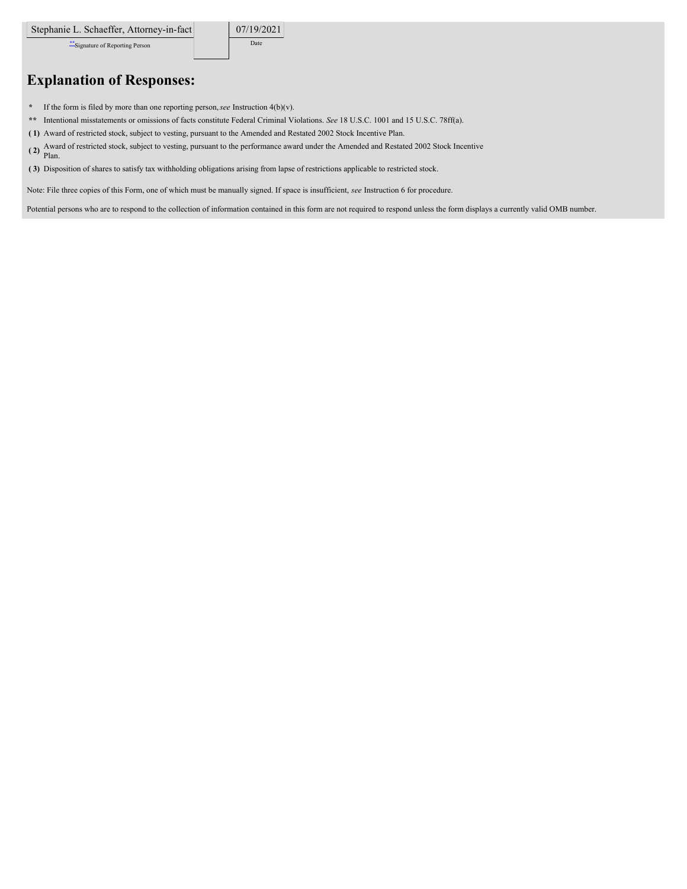| | | |
|---|---|---|
| Stephanie L. Schaeffer, Attorney-in-fact | | 07/19/2021 |
| ** Signature of Reporting Person | | Date |

## Explanation of Responses:

- \* If the form is filed by more than one reporting person, *see* Instruction 4(b)(v).
- \*\* Intentional misstatements or omissions of facts constitute Federal Criminal Violations. *See* 18 U.S.C. 1001 and 15 U.S.C. 78ff(a).
- **( 1)** Award of restricted stock, subject to vesting, pursuant to the Amended and Restated 2002 Stock Incentive Plan.
- **( 2)** Award of restricted stock, subject to vesting, pursuant to the performance award under the Amended and Restated 2002 Stock Incentive Plan.
- **( 3)** Disposition of shares to satisfy tax withholding obligations arising from lapse of restrictions applicable to restricted stock.

Note: File three copies of this Form, one of which must be manually signed. If space is insufficient, *see* Instruction 6 for procedure.

Potential persons who are to respond to the collection of information contained in this form are not required to respond unless the form displays a currently valid OMB number.